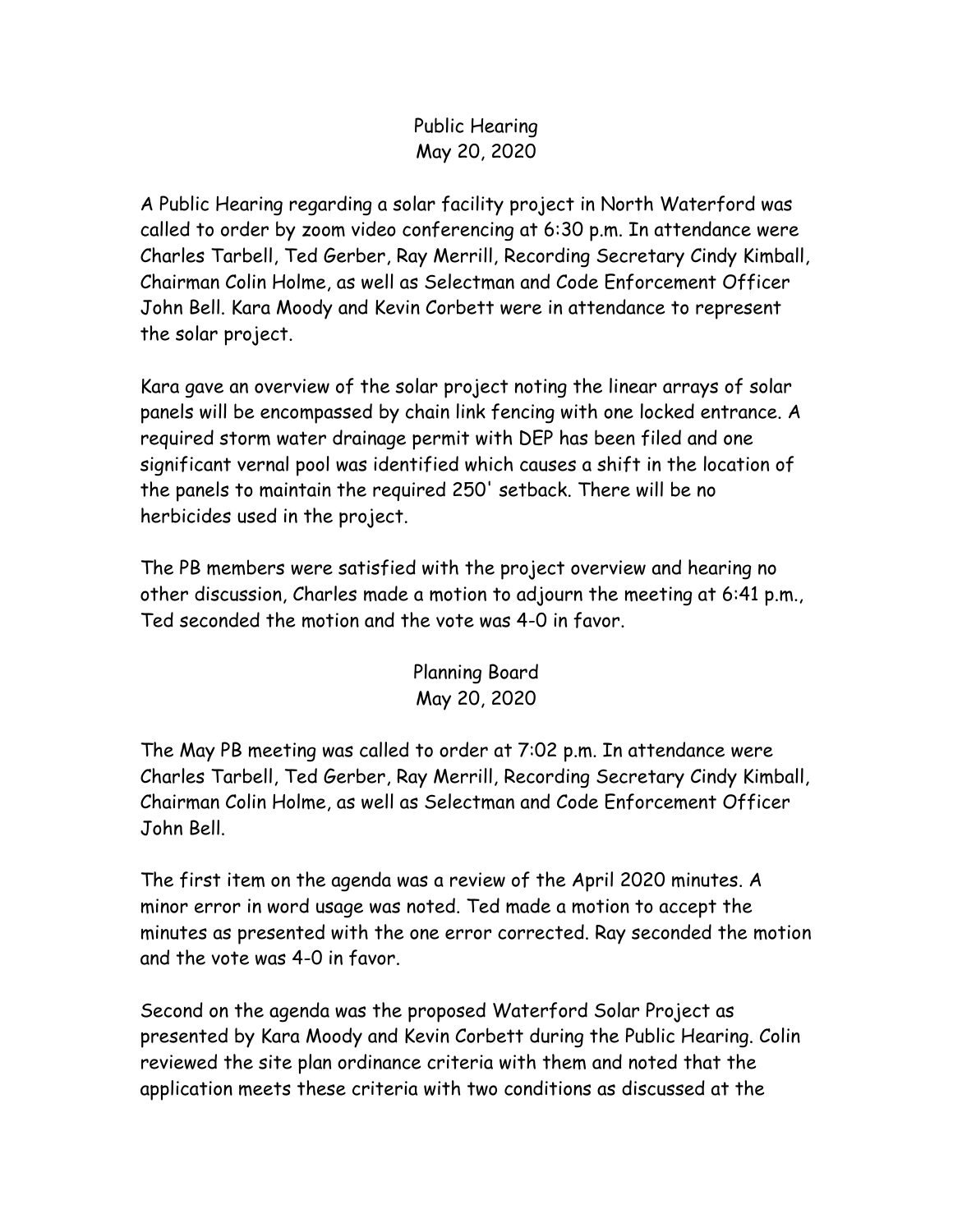# Public Hearing
## May 20, 2020

A Public Hearing regarding a solar facility project in North Waterford was called to order by zoom video conferencing at 6:30 p.m. In attendance were Charles Tarbell, Ted Gerber, Ray Merrill, Recording Secretary Cindy Kimball, Chairman Colin Holme, as well as Selectman and Code Enforcement Officer John Bell. Kara Moody and Kevin Corbett were in attendance to represent the solar project.

Kara gave an overview of the solar project noting the linear arrays of solar panels will be encompassed by chain link fencing with one locked entrance. A required storm water drainage permit with DEP has been filed and one significant vernal pool was identified which causes a shift in the location of the panels to maintain the required 250' setback. There will be no herbicides used in the project.

The PB members were satisfied with the project overview and hearing no other discussion, Charles made a motion to adjourn the meeting at 6:41 p.m., Ted seconded the motion and the vote was 4-0 in favor.

# Planning Board
## May 20, 2020

The May PB meeting was called to order at 7:02 p.m. In attendance were Charles Tarbell, Ted Gerber, Ray Merrill, Recording Secretary Cindy Kimball, Chairman Colin Holme, as well as Selectman and Code Enforcement Officer John Bell.

The first item on the agenda was a review of the April 2020 minutes. A minor error in word usage was noted. Ted made a motion to accept the minutes as presented with the one error corrected. Ray seconded the motion and the vote was 4-0 in favor.

Second on the agenda was the proposed Waterford Solar Project as presented by Kara Moody and Kevin Corbett during the Public Hearing. Colin reviewed the site plan ordinance criteria with them and noted that the application meets these criteria with two conditions as discussed at the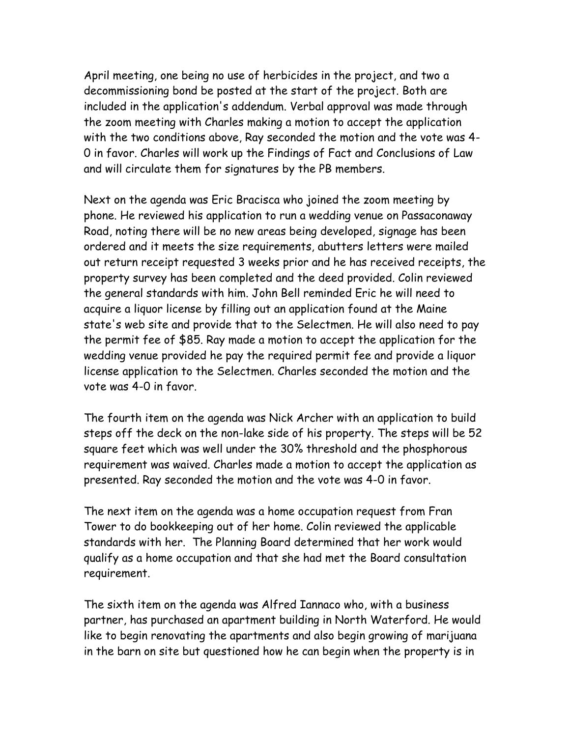April meeting, one being no use of herbicides in the project, and two a decommissioning bond be posted at the start of the project. Both are included in the application's addendum. Verbal approval was made through the zoom meeting with Charles making a motion to accept the application with the two conditions above, Ray seconded the motion and the vote was 4-0 in favor. Charles will work up the Findings of Fact and Conclusions of Law and will circulate them for signatures by the PB members.

Next on the agenda was Eric Bracisca who joined the zoom meeting by phone. He reviewed his application to run a wedding venue on Passaconaway Road, noting there will be no new areas being developed, signage has been ordered and it meets the size requirements, abutters letters were mailed out return receipt requested 3 weeks prior and he has received receipts, the property survey has been completed and the deed provided. Colin reviewed the general standards with him. John Bell reminded Eric he will need to acquire a liquor license by filling out an application found at the Maine state's web site and provide that to the Selectmen. He will also need to pay the permit fee of $85. Ray made a motion to accept the application for the wedding venue provided he pay the required permit fee and provide a liquor license application to the Selectmen. Charles seconded the motion and the vote was 4-0 in favor.

The fourth item on the agenda was Nick Archer with an application to build steps off the deck on the non-lake side of his property. The steps will be 52 square feet which was well under the 30% threshold and the phosphorous requirement was waived. Charles made a motion to accept the application as presented. Ray seconded the motion and the vote was 4-0 in favor.

The next item on the agenda was a home occupation request from Fran Tower to do bookkeeping out of her home. Colin reviewed the applicable standards with her. The Planning Board determined that her work would qualify as a home occupation and that she had met the Board consultation requirement.

The sixth item on the agenda was Alfred Iannaco who, with a business partner, has purchased an apartment building in North Waterford. He would like to begin renovating the apartments and also begin growing of marijuana in the barn on site but questioned how he can begin when the property is in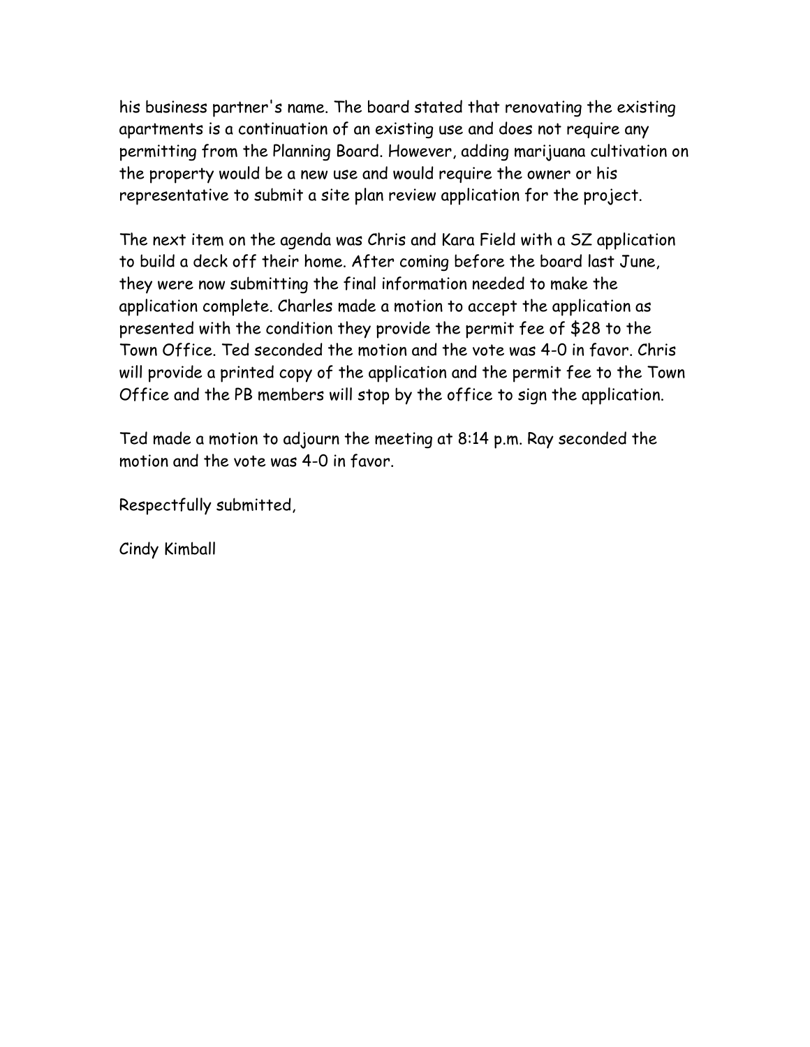his business partner's name. The board stated that renovating the existing apartments is a continuation of an existing use and does not require any permitting from the Planning Board. However, adding marijuana cultivation on the property would be a new use and would require the owner or his representative to submit a site plan review application for the project.

The next item on the agenda was Chris and Kara Field with a SZ application to build a deck off their home. After coming before the board last June, they were now submitting the final information needed to make the application complete. Charles made a motion to accept the application as presented with the condition they provide the permit fee of $28 to the Town Office. Ted seconded the motion and the vote was 4-0 in favor. Chris will provide a printed copy of the application and the permit fee to the Town Office and the PB members will stop by the office to sign the application.

Ted made a motion to adjourn the meeting at 8:14 p.m. Ray seconded the motion and the vote was 4-0 in favor.

Respectfully submitted,

Cindy Kimball